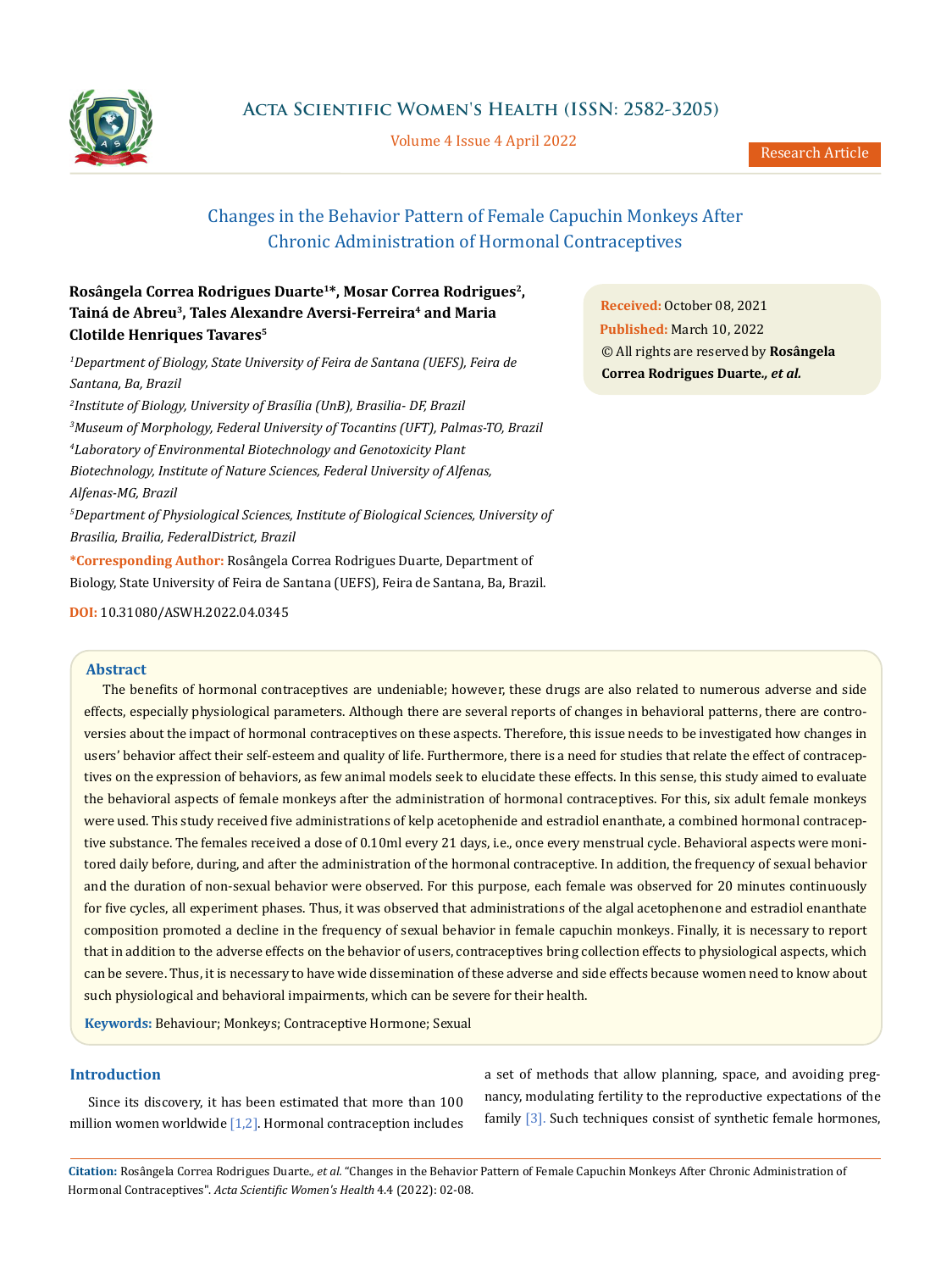# Changes in the Behavior Pattern of Female Capuchin Monkeys After Chronic Administration of Hormonal Contraceptives

**Rosângela Correa Rodrigues Duarte[1]*, Mosar Correa Rodrigues[2], Tainá de Abreu[3], Tales Alexandre Aversi-Ferreira[4] and Maria Clotilde Henriques Tavares[5]**

*[1]Department of Biology, State University of Feira de Santana (UEFS), Feira de Santana, Ba, Brazil*

*[2]Institute of Biology, University of Brasília (UnB), Brasilia- DF, Brazil*

*[3]Museum of Morphology, Federal University of Tocantins (UFT), Palmas-TO, Brazil*

*[4]Laboratory of Environmental Biotechnology and Genotoxicity Plant Biotechnology, Institute of Nature Sciences, Federal University of Alfenas, Alfenas-MG, Brazil*

*[5]Department of Physiological Sciences, Institute of Biological Sciences, University of Brasilia, Brailia, FederalDistrict, Brazil*

**\*Corresponding Author:** Rosângela Correa Rodrigues Duarte, Department of Biology, State University of Feira de Santana (UEFS), Feira de Santana, Ba, Brazil.

**DOI:** 10.31080/ASWH.2022.04.0345

**Received:** October 08, 2021
**Published:** March 10, 2022
© All rights are reserved by **Rosângela Correa Rodrigues Duarte., *et al.***

## Abstract

The benefits of hormonal contraceptives are undeniable; however, these drugs are also related to numerous adverse and side effects, especially physiological parameters. Although there are several reports of changes in behavioral patterns, there are controversies about the impact of hormonal contraceptives on these aspects. Therefore, this issue needs to be investigated how changes in users' behavior affect their self-esteem and quality of life. Furthermore, there is a need for studies that relate the effect of contraceptives on the expression of behaviors, as few animal models seek to elucidate these effects. In this sense, this study aimed to evaluate the behavioral aspects of female monkeys after the administration of hormonal contraceptives. For this, six adult female monkeys were used. This study received five administrations of kelp acetophenide and estradiol enanthate, a combined hormonal contraceptive substance. The females received a dose of 0.10ml every 21 days, i.e., once every menstrual cycle. Behavioral aspects were monitored daily before, during, and after the administration of the hormonal contraceptive. In addition, the frequency of sexual behavior and the duration of non-sexual behavior were observed. For this purpose, each female was observed for 20 minutes continuously for five cycles, all experiment phases. Thus, it was observed that administrations of the algal acetophenone and estradiol enanthate composition promoted a decline in the frequency of sexual behavior in female capuchin monkeys. Finally, it is necessary to report that in addition to the adverse effects on the behavior of users, contraceptives bring collection effects to physiological aspects, which can be severe. Thus, it is necessary to have wide dissemination of these adverse and side effects because women need to know about such physiological and behavioral impairments, which can be severe for their health.

**Keywords:** Behaviour; Monkeys; Contraceptive Hormone; Sexual

## Introduction

Since its discovery, it has been estimated that more than 100 million women worldwide [1,2]. Hormonal contraception includes a set of methods that allow planning, space, and avoiding pregnancy, modulating fertility to the reproductive expectations of the family [3]. Such techniques consist of synthetic female hormones,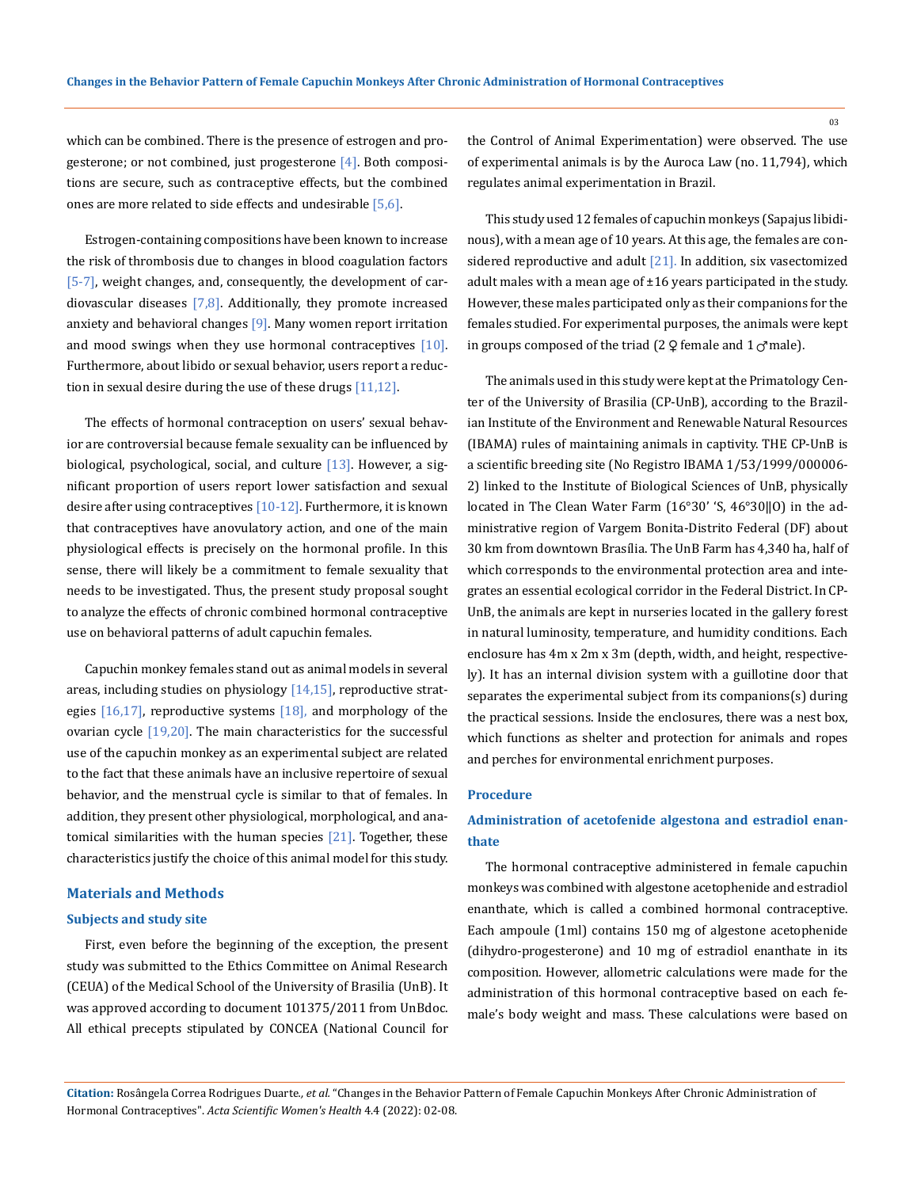which can be combined. There is the presence of estrogen and progesterone; or not combined, just progesterone [4]. Both compositions are secure, such as contraceptive effects, but the combined ones are more related to side effects and undesirable [5,6].

Estrogen-containing compositions have been known to increase the risk of thrombosis due to changes in blood coagulation factors [5-7], weight changes, and, consequently, the development of cardiovascular diseases [7,8]. Additionally, they promote increased anxiety and behavioral changes [9]. Many women report irritation and mood swings when they use hormonal contraceptives [10]. Furthermore, about libido or sexual behavior, users report a reduction in sexual desire during the use of these drugs [11,12].

The effects of hormonal contraception on users' sexual behavior are controversial because female sexuality can be influenced by biological, psychological, social, and culture [13]. However, a significant proportion of users report lower satisfaction and sexual desire after using contraceptives [10-12]. Furthermore, it is known that contraceptives have anovulatory action, and one of the main physiological effects is precisely on the hormonal profile. In this sense, there will likely be a commitment to female sexuality that needs to be investigated. Thus, the present study proposal sought to analyze the effects of chronic combined hormonal contraceptive use on behavioral patterns of adult capuchin females.

Capuchin monkey females stand out as animal models in several areas, including studies on physiology [14,15], reproductive strategies [16,17], reproductive systems [18], and morphology of the ovarian cycle [19,20]. The main characteristics for the successful use of the capuchin monkey as an experimental subject are related to the fact that these animals have an inclusive repertoire of sexual behavior, and the menstrual cycle is similar to that of females. In addition, they present other physiological, morphological, and anatomical similarities with the human species [21]. Together, these characteristics justify the choice of this animal model for this study.

## Materials and Methods

### Subjects and study site

First, even before the beginning of the exception, the present study was submitted to the Ethics Committee on Animal Research (CEUA) of the Medical School of the University of Brasilia (UnB). It was approved according to document 101375/2011 from UnBdoc. All ethical precepts stipulated by CONCEA (National Council for the Control of Animal Experimentation) were observed. The use of experimental animals is by the Auroca Law (no. 11,794), which regulates animal experimentation in Brazil.

This study used 12 females of capuchin monkeys (Sapajus libidinous), with a mean age of 10 years. At this age, the females are considered reproductive and adult [21]. In addition, six vasectomized adult males with a mean age of ±16 years participated in the study. However, these males participated only as their companions for the females studied. For experimental purposes, the animals were kept in groups composed of the triad (2 ♀ female and 1 ♂ male).

The animals used in this study were kept at the Primatology Center of the University of Brasilia (CP-UnB), according to the Brazilian Institute of the Environment and Renewable Natural Resources (IBAMA) rules of maintaining animals in captivity. THE CP-UnB is a scientific breeding site (No Registro IBAMA 1/53/1999/000006-2) linked to the Institute of Biological Sciences of UnB, physically located in The Clean Water Farm (16°30' 'S, 46°30‖O) in the administrative region of Vargem Bonita-Distrito Federal (DF) about 30 km from downtown Brasília. The UnB Farm has 4,340 ha, half of which corresponds to the environmental protection area and integrates an essential ecological corridor in the Federal District. In CP-UnB, the animals are kept in nurseries located in the gallery forest in natural luminosity, temperature, and humidity conditions. Each enclosure has 4m x 2m x 3m (depth, width, and height, respectively). It has an internal division system with a guillotine door that separates the experimental subject from its companions(s) during the practical sessions. Inside the enclosures, there was a nest box, which functions as shelter and protection for animals and ropes and perches for environmental enrichment purposes.

### Procedure

### Administration of acetofenide algestona and estradiol enanthate

The hormonal contraceptive administered in female capuchin monkeys was combined with algestone acetophenide and estradiol enanthate, which is called a combined hormonal contraceptive. Each ampoule (1ml) contains 150 mg of algestone acetophenide (dihydro-progesterone) and 10 mg of estradiol enanthate in its composition. However, allometric calculations were made for the administration of this hormonal contraceptive based on each female's body weight and mass. These calculations were based on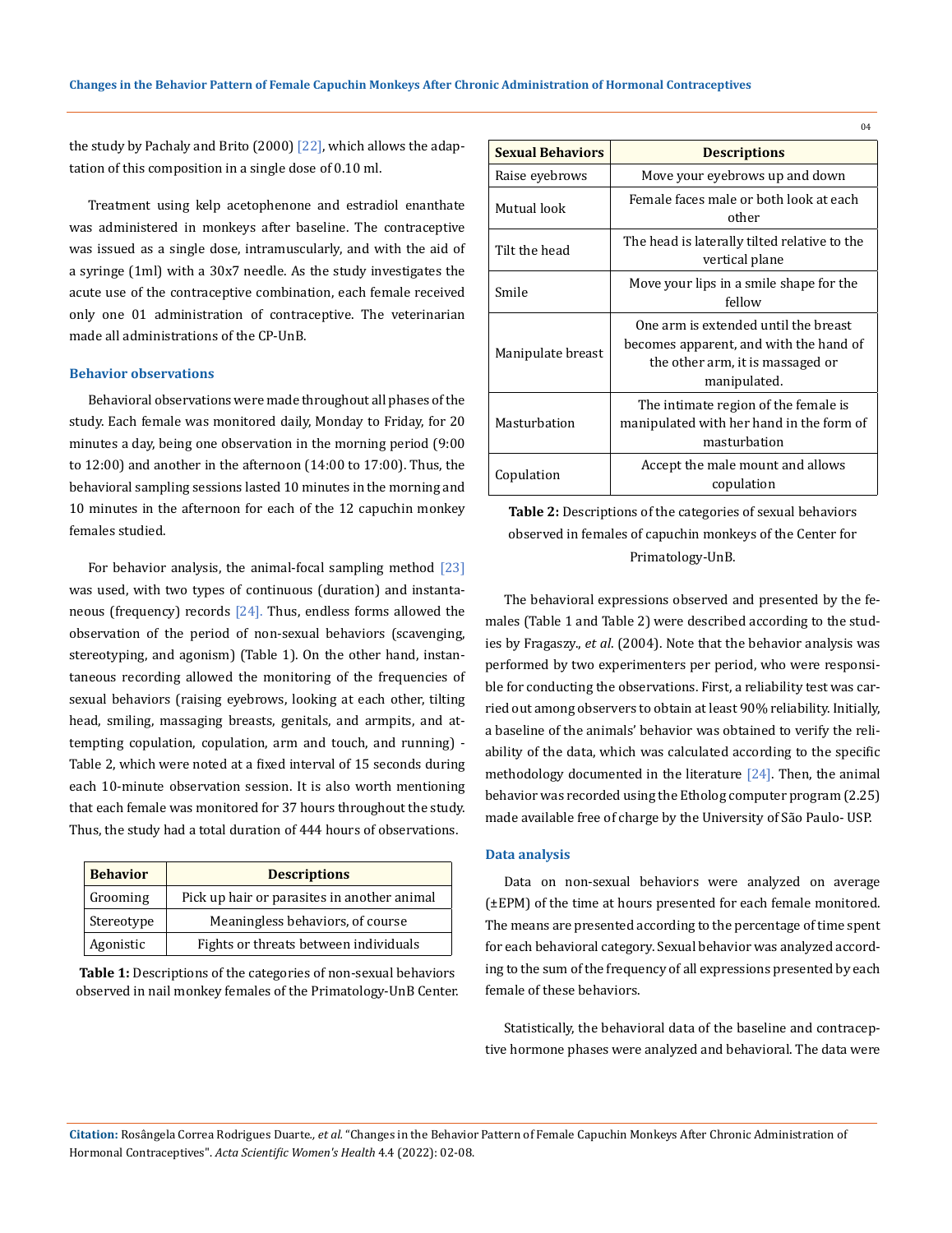the study by Pachaly and Brito (2000) [22], which allows the adaptation of this composition in a single dose of 0.10 ml.

Treatment using kelp acetophenone and estradiol enanthate was administered in monkeys after baseline. The contraceptive was issued as a single dose, intramuscularly, and with the aid of a syringe (1ml) with a 30x7 needle. As the study investigates the acute use of the contraceptive combination, each female received only one 01 administration of contraceptive. The veterinarian made all administrations of the CP-UnB.

### Behavior observations

Behavioral observations were made throughout all phases of the study. Each female was monitored daily, Monday to Friday, for 20 minutes a day, being one observation in the morning period (9:00 to 12:00) and another in the afternoon (14:00 to 17:00). Thus, the behavioral sampling sessions lasted 10 minutes in the morning and 10 minutes in the afternoon for each of the 12 capuchin monkey females studied.

For behavior analysis, the animal-focal sampling method [23] was used, with two types of continuous (duration) and instantaneous (frequency) records [24]. Thus, endless forms allowed the observation of the period of non-sexual behaviors (scavenging, stereotyping, and agonism) (Table 1). On the other hand, instantaneous recording allowed the monitoring of the frequencies of sexual behaviors (raising eyebrows, looking at each other, tilting head, smiling, massaging breasts, genitals, and armpits, and attempting copulation, copulation, arm and touch, and running) - Table 2, which were noted at a fixed interval of 15 seconds during each 10-minute observation session. It is also worth mentioning that each female was monitored for 37 hours throughout the study. Thus, the study had a total duration of 444 hours of observations.

| Behavior | Descriptions |
|---|---|
| Grooming | Pick up hair or parasites in another animal |
| Stereotype | Meaningless behaviors, of course |
| Agonistic | Fights or threats between individuals |

**Table 1:** Descriptions of the categories of non-sexual behaviors observed in nail monkey females of the Primatology-UnB Center.

| Sexual Behaviors | Descriptions |
|---|---|
| Raise eyebrows | Move your eyebrows up and down |
| Mutual look | Female faces male or both look at each other |
| Tilt the head | The head is laterally tilted relative to the vertical plane |
| Smile | Move your lips in a smile shape for the fellow |
| Manipulate breast | One arm is extended until the breast becomes apparent, and with the hand of the other arm, it is massaged or manipulated. |
| Masturbation | The intimate region of the female is manipulated with her hand in the form of masturbation |
| Copulation | Accept the male mount and allows copulation |

**Table 2:** Descriptions of the categories of sexual behaviors observed in females of capuchin monkeys of the Center for Primatology-UnB.

The behavioral expressions observed and presented by the females (Table 1 and Table 2) were described according to the studies by Fragaszy., *et al.* (2004). Note that the behavior analysis was performed by two experimenters per period, who were responsible for conducting the observations. First, a reliability test was carried out among observers to obtain at least 90% reliability. Initially, a baseline of the animals' behavior was obtained to verify the reliability of the data, which was calculated according to the specific methodology documented in the literature [24]. Then, the animal behavior was recorded using the Etholog computer program (2.25) made available free of charge by the University of São Paulo- USP.

### Data analysis

Data on non-sexual behaviors were analyzed on average (±EPM) of the time at hours presented for each female monitored. The means are presented according to the percentage of time spent for each behavioral category. Sexual behavior was analyzed according to the sum of the frequency of all expressions presented by each female of these behaviors.

Statistically, the behavioral data of the baseline and contraceptive hormone phases were analyzed and behavioral. The data were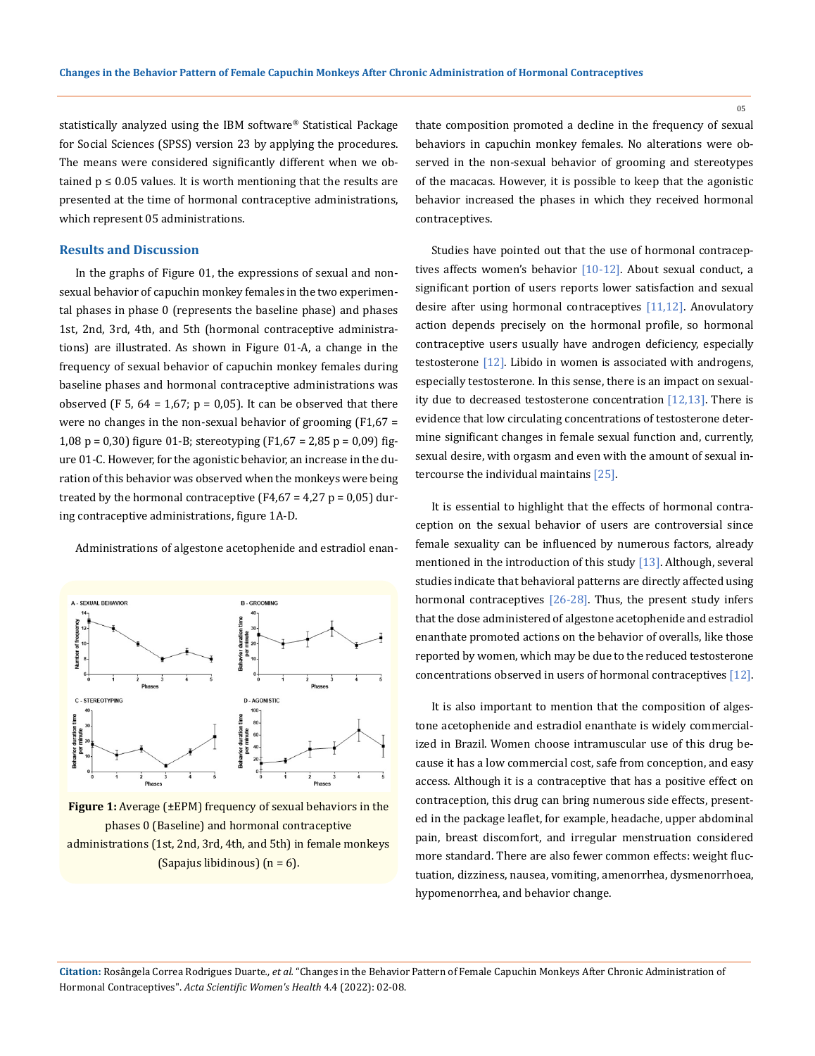statistically analyzed using the IBM software® Statistical Package for Social Sciences (SPSS) version 23 by applying the procedures. The means were considered significantly different when we obtained $p \leq 0.05$ values. It is worth mentioning that the results are presented at the time of hormonal contraceptive administrations, which represent 05 administrations.

## Results and Discussion

In the graphs of Figure 01, the expressions of sexual and non-sexual behavior of capuchin monkey females in the two experimental phases in phase 0 (represents the baseline phase) and phases 1st, 2nd, 3rd, 4th, and 5th (hormonal contraceptive administrations) are illustrated. As shown in Figure 01-A, a change in the frequency of sexual behavior of capuchin monkey females during baseline phases and hormonal contraceptive administrations was observed ($F_{5, 64} = 1{,}67$; $p = 0{,}05$). It can be observed that there were no changes in the non-sexual behavior of grooming ($F_{1,67} = 1{,}08$ $p = 0{,}30$) figure 01-B; stereotyping ($F_{1,67} = 2{,}85$ $p = 0{,}09$) figure 01-C. However, for the agonistic behavior, an increase in the duration of this behavior was observed when the monkeys were being treated by the hormonal contraceptive ($F_{4,67} = 4{,}27$ $p = 0{,}05$) during contraceptive administrations, figure 1A-D.

Administrations of algestone acetophenide and estradiol enanthate composition promoted a decline in the frequency of sexual behaviors in capuchin monkey females. No alterations were observed in the non-sexual behavior of grooming and stereotypes of the macacas. However, it is possible to keep that the agonistic behavior increased the phases in which they received hormonal contraceptives.

**Figure 1:** Average (±EPM) frequency of sexual behaviors in the phases 0 (Baseline) and hormonal contraceptive administrations (1st, 2nd, 3rd, 4th, and 5th) in female monkeys (Sapajus libidinous) (n = 6).

Studies have pointed out that the use of hormonal contraceptives affects women's behavior [10-12]. About sexual conduct, a significant portion of users reports lower satisfaction and sexual desire after using hormonal contraceptives [11,12]. Anovulatory action depends precisely on the hormonal profile, so hormonal contraceptive users usually have androgen deficiency, especially testosterone [12]. Libido in women is associated with androgens, especially testosterone. In this sense, there is an impact on sexuality due to decreased testosterone concentration [12,13]. There is evidence that low circulating concentrations of testosterone determine significant changes in female sexual function and, currently, sexual desire, with orgasm and even with the amount of sexual intercourse the individual maintains [25].

It is essential to highlight that the effects of hormonal contraception on the sexual behavior of users are controversial since female sexuality can be influenced by numerous factors, already mentioned in the introduction of this study [13]. Although, several studies indicate that behavioral patterns are directly affected using hormonal contraceptives [26-28]. Thus, the present study infers that the dose administered of algestone acetophenide and estradiol enanthate promoted actions on the behavior of overalls, like those reported by women, which may be due to the reduced testosterone concentrations observed in users of hormonal contraceptives [12].

It is also important to mention that the composition of algestone acetophenide and estradiol enanthate is widely commercialized in Brazil. Women choose intramuscular use of this drug because it has a low commercial cost, safe from conception, and easy access. Although it is a contraceptive that has a positive effect on contraception, this drug can bring numerous side effects, presented in the package leaflet, for example, headache, upper abdominal pain, breast discomfort, and irregular menstruation considered more standard. There are also fewer common effects: weight fluctuation, dizziness, nausea, vomiting, amenorrhea, dysmenorrhoea, hypomenorrhea, and behavior change.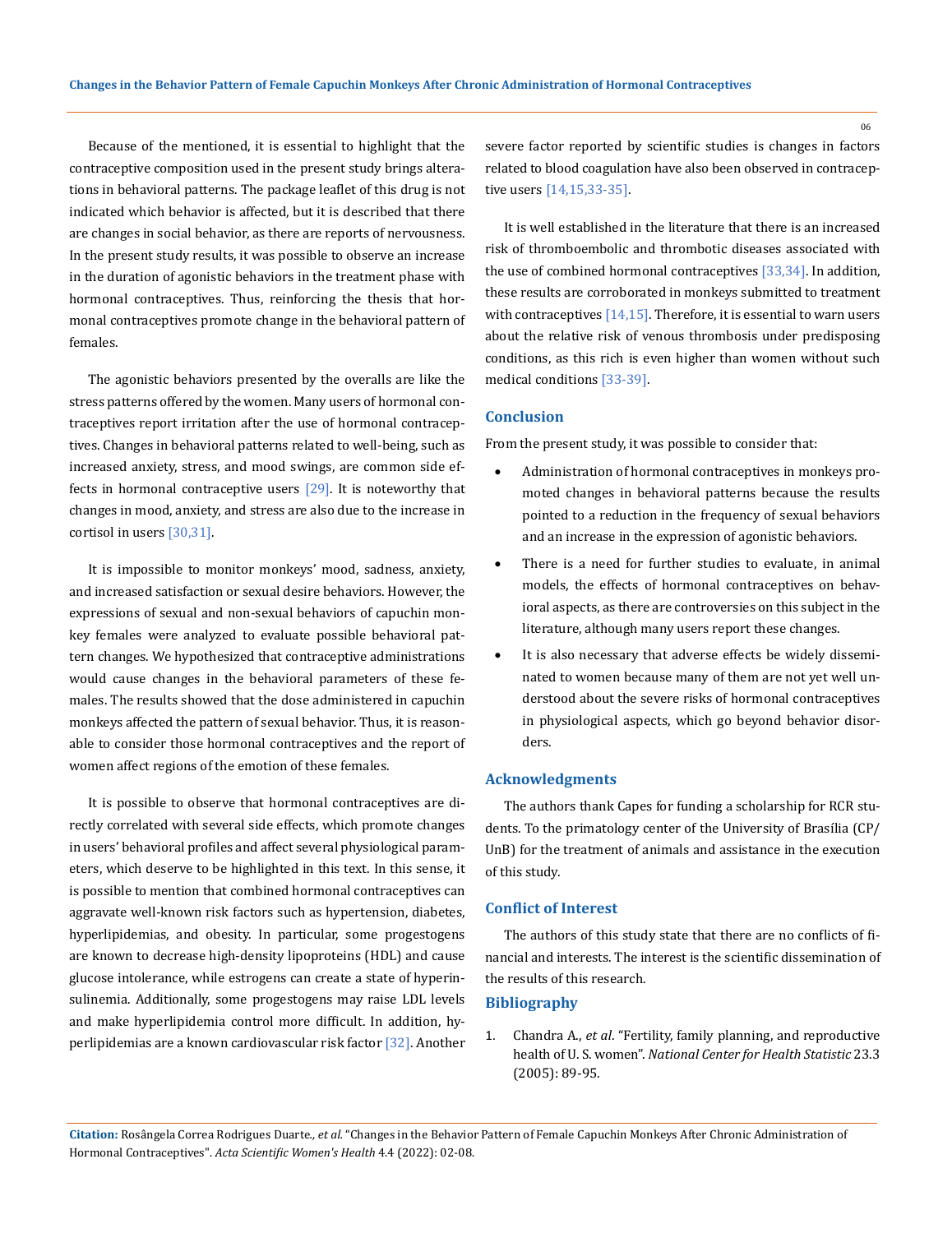Because of the mentioned, it is essential to highlight that the contraceptive composition used in the present study brings alterations in behavioral patterns. The package leaflet of this drug is not indicated which behavior is affected, but it is described that there are changes in social behavior, as there are reports of nervousness. In the present study results, it was possible to observe an increase in the duration of agonistic behaviors in the treatment phase with hormonal contraceptives. Thus, reinforcing the thesis that hormonal contraceptives promote change in the behavioral pattern of females.

The agonistic behaviors presented by the overalls are like the stress patterns offered by the women. Many users of hormonal contraceptives report irritation after the use of hormonal contraceptives. Changes in behavioral patterns related to well-being, such as increased anxiety, stress, and mood swings, are common side effects in hormonal contraceptive users [29]. It is noteworthy that changes in mood, anxiety, and stress are also due to the increase in cortisol in users [30,31].

It is impossible to monitor monkeys' mood, sadness, anxiety, and increased satisfaction or sexual desire behaviors. However, the expressions of sexual and non-sexual behaviors of capuchin monkey females were analyzed to evaluate possible behavioral pattern changes. We hypothesized that contraceptive administrations would cause changes in the behavioral parameters of these females. The results showed that the dose administered in capuchin monkeys affected the pattern of sexual behavior. Thus, it is reasonable to consider those hormonal contraceptives and the report of women affect regions of the emotion of these females.

It is possible to observe that hormonal contraceptives are directly correlated with several side effects, which promote changes in users' behavioral profiles and affect several physiological parameters, which deserve to be highlighted in this text. In this sense, it is possible to mention that combined hormonal contraceptives can aggravate well-known risk factors such as hypertension, diabetes, hyperlipidemias, and obesity. In particular, some progestogens are known to decrease high-density lipoproteins (HDL) and cause glucose intolerance, while estrogens can create a state of hyperinsulinemia. Additionally, some progestogens may raise LDL levels and make hyperlipidemia control more difficult. In addition, hyperlipidemias are a known cardiovascular risk factor [32]. Another severe factor reported by scientific studies is changes in factors related to blood coagulation have also been observed in contraceptive users [14,15,33-35].

It is well established in the literature that there is an increased risk of thromboembolic and thrombotic diseases associated with the use of combined hormonal contraceptives [33,34]. In addition, these results are corroborated in monkeys submitted to treatment with contraceptives [14,15]. Therefore, it is essential to warn users about the relative risk of venous thrombosis under predisposing conditions, as this rich is even higher than women without such medical conditions [33-39].

## Conclusion

From the present study, it was possible to consider that:

- Administration of hormonal contraceptives in monkeys promoted changes in behavioral patterns because the results pointed to a reduction in the frequency of sexual behaviors and an increase in the expression of agonistic behaviors.
- There is a need for further studies to evaluate, in animal models, the effects of hormonal contraceptives on behavioral aspects, as there are controversies on this subject in the literature, although many users report these changes.
- It is also necessary that adverse effects be widely disseminated to women because many of them are not yet well understood about the severe risks of hormonal contraceptives in physiological aspects, which go beyond behavior disorders.

## Acknowledgments

The authors thank Capes for funding a scholarship for RCR students. To the primatology center of the University of Brasília (CP/UnB) for the treatment of animals and assistance in the execution of this study.

## Conflict of Interest

The authors of this study state that there are no conflicts of financial and interests. The interest is the scientific dissemination of the results of this research.

## Bibliography

1. Chandra A., *et al*. "Fertility, family planning, and reproductive health of U. S. women". *National Center for Health Statistic* 23.3 (2005): 89-95.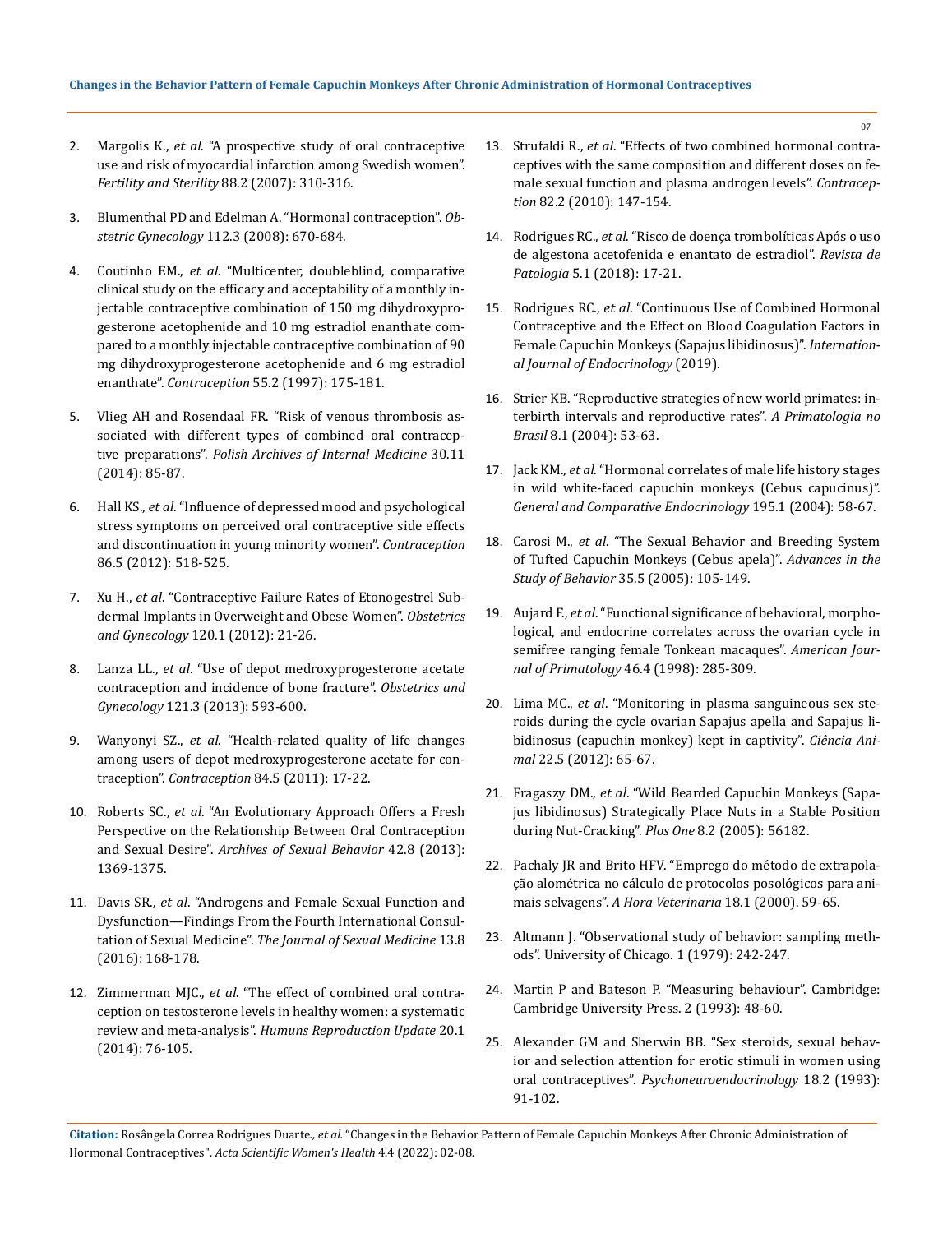2. Margolis K., *et al*. "A prospective study of oral contraceptive use and risk of myocardial infarction among Swedish women". *Fertility and Sterility* 88.2 (2007): 310-316.
3. Blumenthal PD and Edelman A. "Hormonal contraception". *Obstetric Gynecology* 112.3 (2008): 670-684.
4. Coutinho EM., *et al*. "Multicenter, doubleblind, comparative clinical study on the efficacy and acceptability of a monthly injectable contraceptive combination of 150 mg dihydroxyprogesterone acetophenide and 10 mg estradiol enanthate compared to a monthly injectable contraceptive combination of 90 mg dihydroxyprogesterone acetophenide and 6 mg estradiol enanthate". *Contraception* 55.2 (1997): 175-181.
5. Vlieg AH and Rosendaal FR. "Risk of venous thrombosis associated with different types of combined oral contraceptive preparations". *Polish Archives of Internal Medicine* 30.11 (2014): 85-87.
6. Hall KS., *et al*. "Influence of depressed mood and psychological stress symptoms on perceived oral contraceptive side effects and discontinuation in young minority women". *Contraception* 86.5 (2012): 518-525.
7. Xu H., *et al*. "Contraceptive Failure Rates of Etonogestrel Subdermal Implants in Overweight and Obese Women". *Obstetrics and Gynecology* 120.1 (2012): 21-26.
8. Lanza LL., *et al*. "Use of depot medroxyprogesterone acetate contraception and incidence of bone fracture". *Obstetrics and Gynecology* 121.3 (2013): 593-600.
9. Wanyonyi SZ., *et al.* "Health-related quality of life changes among users of depot medroxyprogesterone acetate for contraception". *Contraception* 84.5 (2011): 17-22.
10. Roberts SC., *et al*. "An Evolutionary Approach Offers a Fresh Perspective on the Relationship Between Oral Contraception and Sexual Desire". *Archives of Sexual Behavior* 42.8 (2013): 1369-1375.
11. Davis SR., *et al*. "Androgens and Female Sexual Function and Dysfunction—Findings From the Fourth International Consultation of Sexual Medicine". *The Journal of Sexual Medicine* 13.8 (2016): 168-178.
12. Zimmerman MJC., *et al*. "The effect of combined oral contraception on testosterone levels in healthy women: a systematic review and meta-analysis". *Humuns Reproduction Update* 20.1 (2014): 76-105.
13. Strufaldi R., *et al*. "Effects of two combined hormonal contraceptives with the same composition and different doses on female sexual function and plasma androgen levels". *Contraception* 82.2 (2010): 147-154.
14. Rodrigues RC., *et al*. "Risco de doença trombolíticas Após o uso de algestona acetofenida e enantato de estradiol". *Revista de Patologia* 5.1 (2018): 17-21.
15. Rodrigues RC., *et al*. "Continuous Use of Combined Hormonal Contraceptive and the Effect on Blood Coagulation Factors in Female Capuchin Monkeys (Sapajus libidinosus)". *International Journal of Endocrinology* (2019).
16. Strier KB. "Reproductive strategies of new world primates: interbirth intervals and reproductive rates". *A Primatologia no Brasil* 8.1 (2004): 53-63.
17. Jack KM., *et al*. "Hormonal correlates of male life history stages in wild white-faced capuchin monkeys (Cebus capucinus)". *General and Comparative Endocrinology* 195.1 (2004): 58-67.
18. Carosi M., *et al*. "The Sexual Behavior and Breeding System of Tufted Capuchin Monkeys (Cebus apela)". *Advances in the Study of Behavior* 35.5 (2005): 105-149.
19. Aujard F., *et al*. "Functional significance of behavioral, morphological, and endocrine correlates across the ovarian cycle in semifree ranging female Tonkean macaques". *American Journal of Primatology* 46.4 (1998): 285-309.
20. Lima MC., *et al*. "Monitoring in plasma sanguineous sex steroids during the cycle ovarian Sapajus apella and Sapajus libidinosus (capuchin monkey) kept in captivity". *Ciência Animal* 22.5 (2012): 65-67.
21. Fragaszy DM., *et al*. "Wild Bearded Capuchin Monkeys (Sapajus libidinosus) Strategically Place Nuts in a Stable Position during Nut-Cracking". *Plos One* 8.2 (2005): 56182.
22. Pachaly JR and Brito HFV. "Emprego do método de extrapolação alométrica no cálculo de protocolos posológicos para animais selvagens". *A Hora Veterinaria* 18.1 (2000). 59-65.
23. Altmann J. "Observational study of behavior: sampling methods". University of Chicago. 1 (1979): 242-247.
24. Martin P and Bateson P. "Measuring behaviour". Cambridge: Cambridge University Press. 2 (1993): 48-60.
25. Alexander GM and Sherwin BB. "Sex steroids, sexual behavior and selection attention for erotic stimuli in women using oral contraceptives". *Psychoneuroendocrinology* 18.2 (1993): 91-102.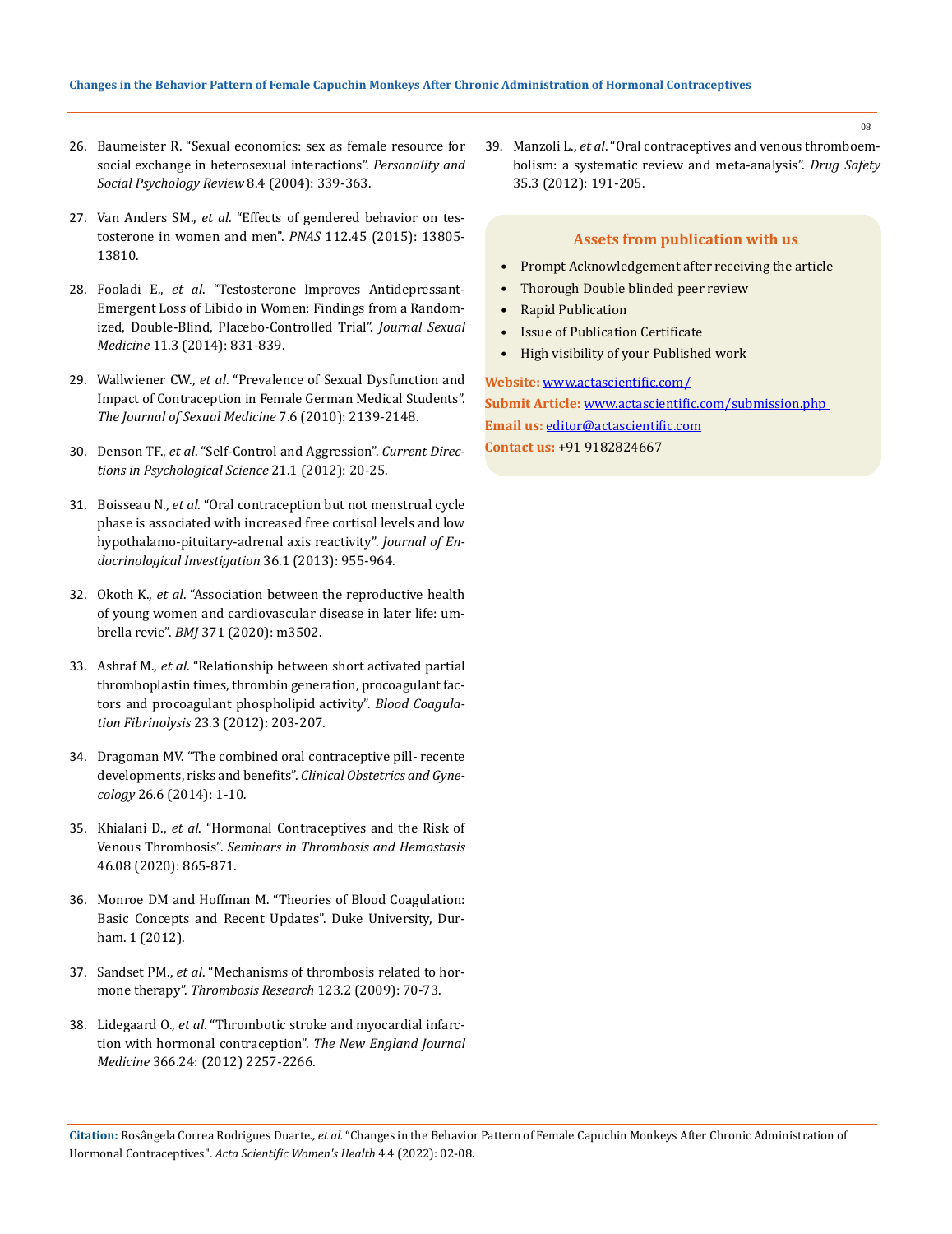26. Baumeister R. "Sexual economics: sex as female resource for social exchange in heterosexual interactions". *Personality and Social Psychology Review* 8.4 (2004): 339-363.

27. Van Anders SM., *et al*. "Effects of gendered behavior on testosterone in women and men". *PNAS* 112.45 (2015): 13805-13810.

28. Fooladi E., *et al*. "Testosterone Improves Antidepressant-Emergent Loss of Libido in Women: Findings from a Randomized, Double-Blind, Placebo-Controlled Trial". *Journal Sexual Medicine* 11.3 (2014): 831-839.

29. Wallwiener CW., *et al*. "Prevalence of Sexual Dysfunction and Impact of Contraception in Female German Medical Students". *The Journal of Sexual Medicine* 7.6 (2010): 2139-2148.

30. Denson TF., *et al*. "Self-Control and Aggression". *Current Directions in Psychological Science* 21.1 (2012): 20-25.

31. Boisseau N., *et al*. "Oral contraception but not menstrual cycle phase is associated with increased free cortisol levels and low hypothalamo-pituitary-adrenal axis reactivity". *Journal of Endocrinological Investigation* 36.1 (2013): 955-964.

32. Okoth K., *et al*. "Association between the reproductive health of young women and cardiovascular disease in later life: umbrella revie". *BMJ* 371 (2020): m3502.

33. Ashraf M., *et al*. "Relationship between short activated partial thromboplastin times, thrombin generation, procoagulant factors and procoagulant phospholipid activity". *Blood Coagulation Fibrinolysis* 23.3 (2012): 203-207.

34. Dragoman MV. "The combined oral contraceptive pill- recente developments, risks and benefits". *Clinical Obstetrics and Gynecology* 26.6 (2014): 1-10.

35. Khialani D., *et al*. "Hormonal Contraceptives and the Risk of Venous Thrombosis". *Seminars in Thrombosis and Hemostasis* 46.08 (2020): 865-871.

36. Monroe DM and Hoffman M. "Theories of Blood Coagulation: Basic Concepts and Recent Updates". Duke University, Durham. 1 (2012).

37. Sandset PM., *et al*. "Mechanisms of thrombosis related to hormone therapy". *Thrombosis Research* 123.2 (2009): 70-73.

38. Lidegaard O., *et al*. "Thrombotic stroke and myocardial infarction with hormonal contraception". *The New England Journal Medicine* 366.24: (2012) 2257-2266.

39. Manzoli L., *et al*. "Oral contraceptives and venous thromboembolism: a systematic review and meta-analysis". *Drug Safety* 35.3 (2012): 191-205.

**Assets from publication with us**

- Prompt Acknowledgement after receiving the article
- Thorough Double blinded peer review
- Rapid Publication
- Issue of Publication Certificate
- High visibility of your Published work

**Website:** www.actascientific.com/
**Submit Article:** www.actascientific.com/submission.php
**Email us:** editor@actascientific.com
**Contact us:** +91 9182824667